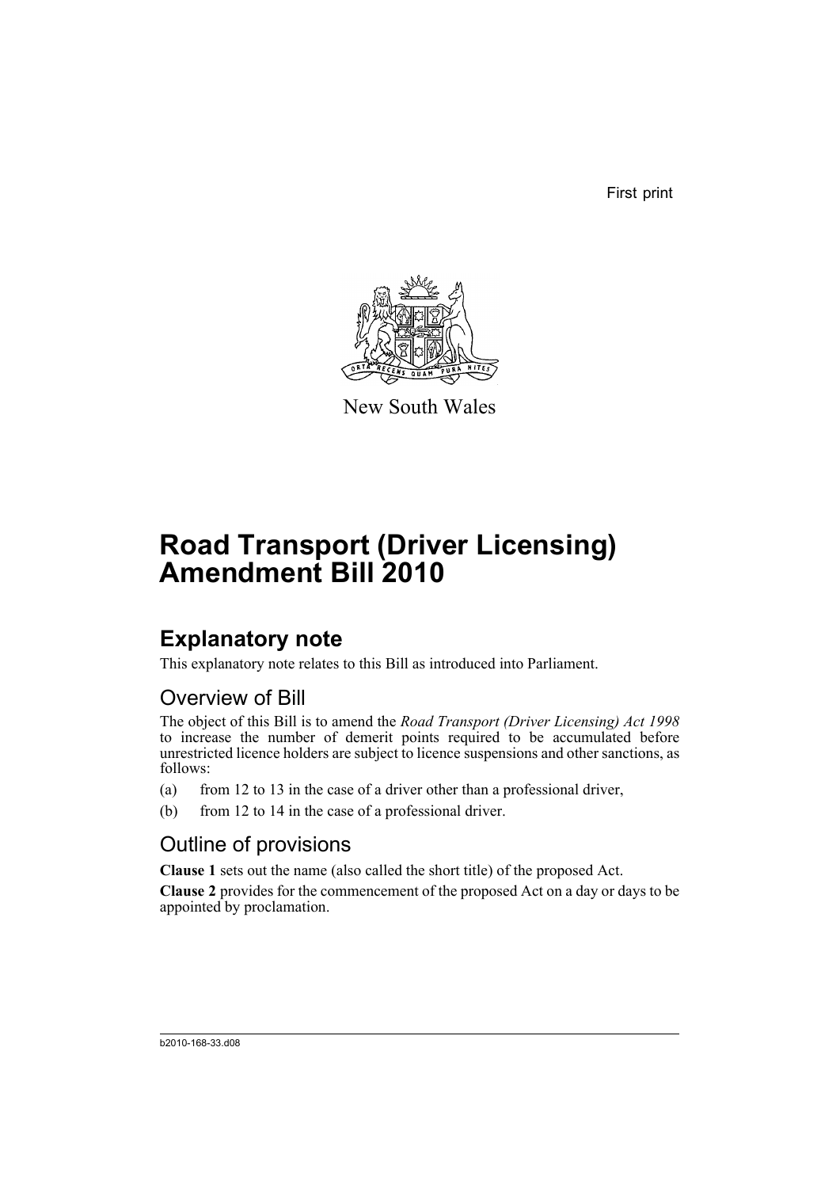First print

New South Wales

# Road Transport (Driver Licensing) Amendment Bill 2010

## Explanatory note

This explanatory note relates to this Bill as introduced into Parliament.

### Overview of Bill

The object of this Bill is to amend the *Road Transport (Driver Licensing) Act 1998* to increase the number of demerit points required to be accumulated before unrestricted licence holders are subject to licence suspensions and other sanctions, as follows:

(a) from 12 to 13 in the case of a driver other than a professional driver,

(b) from 12 to 14 in the case of a professional driver.

### Outline of provisions

**Clause 1** sets out the name (also called the short title) of the proposed Act.

**Clause 2** provides for the commencement of the proposed Act on a day or days to be appointed by proclamation.

b2010-168-33.d08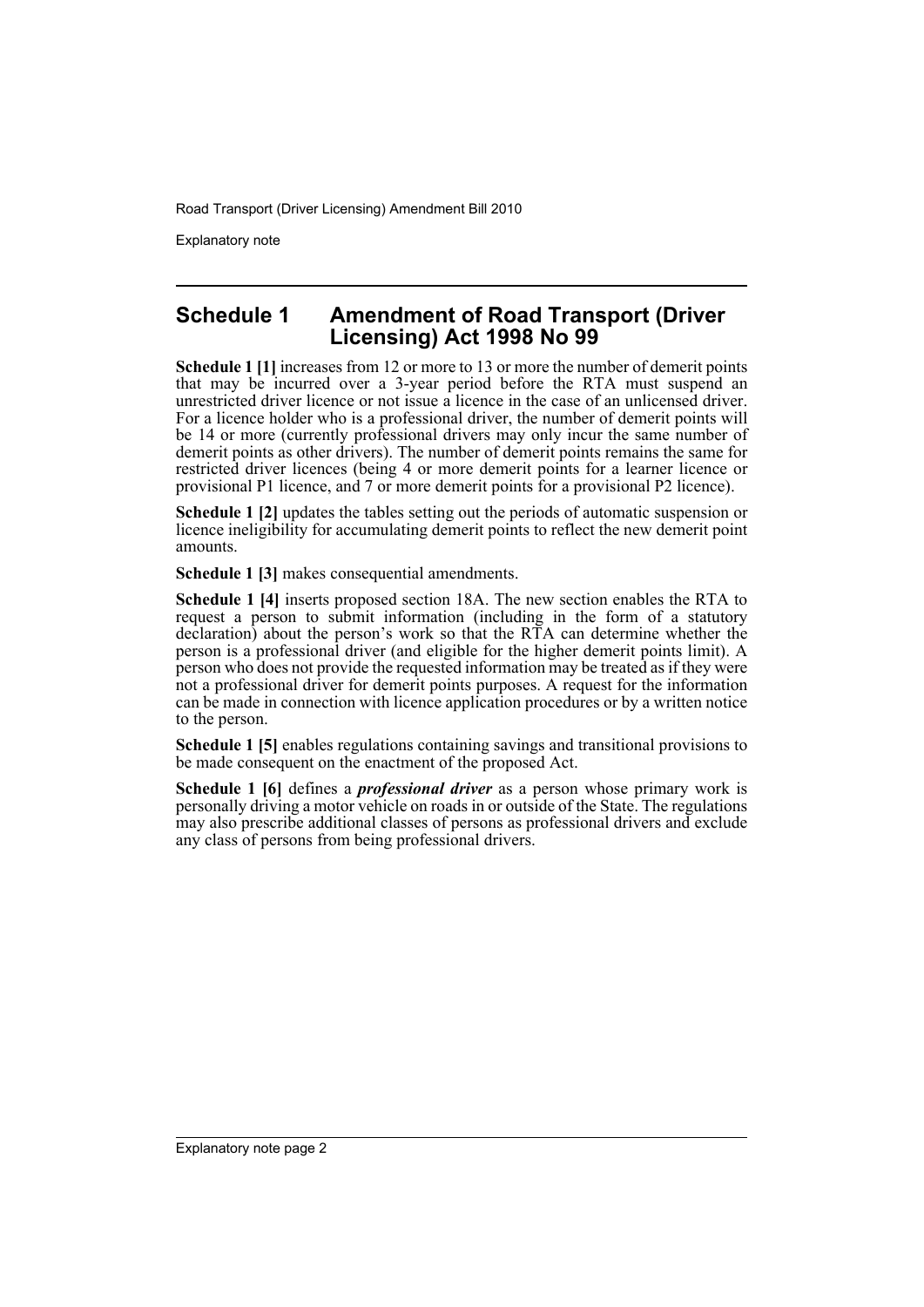## Schedule 1 Amendment of Road Transport (Driver Licensing) Act 1998 No 99

**Schedule 1 [1]** increases from 12 or more to 13 or more the number of demerit points that may be incurred over a 3-year period before the RTA must suspend an unrestricted driver licence or not issue a licence in the case of an unlicensed driver. For a licence holder who is a professional driver, the number of demerit points will be 14 or more (currently professional drivers may only incur the same number of demerit points as other drivers). The number of demerit points remains the same for restricted driver licences (being 4 or more demerit points for a learner licence or provisional P1 licence, and 7 or more demerit points for a provisional P2 licence).

**Schedule 1 [2]** updates the tables setting out the periods of automatic suspension or licence ineligibility for accumulating demerit points to reflect the new demerit point amounts.

**Schedule 1 [3]** makes consequential amendments.

**Schedule 1 [4]** inserts proposed section 18A. The new section enables the RTA to request a person to submit information (including in the form of a statutory declaration) about the person's work so that the RTA can determine whether the person is a professional driver (and eligible for the higher demerit points limit). A person who does not provide the requested information may be treated as if they were not a professional driver for demerit points purposes. A request for the information can be made in connection with licence application procedures or by a written notice to the person.

**Schedule 1 [5]** enables regulations containing savings and transitional provisions to be made consequent on the enactment of the proposed Act.

**Schedule 1 [6]** defines a ***professional driver*** as a person whose primary work is personally driving a motor vehicle on roads in or outside of the State. The regulations may also prescribe additional classes of persons as professional drivers and exclude any class of persons from being professional drivers.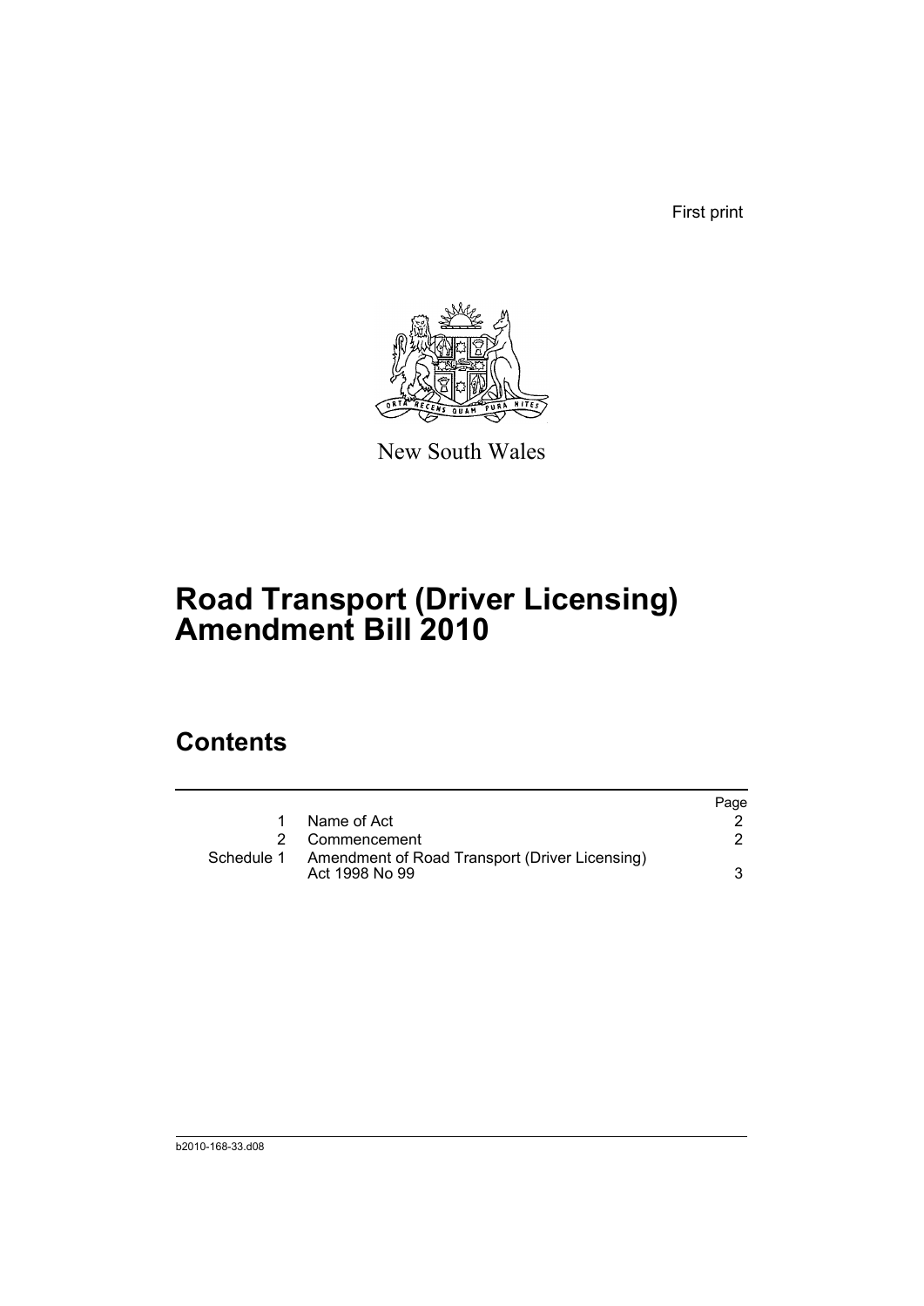First print

New South Wales

# Road Transport (Driver Licensing) Amendment Bill 2010

## Contents

| | | Page |
|---|---|---|
| 1 | Name of Act | 2 |
| 2 | Commencement | 2 |
| Schedule 1 | Amendment of Road Transport (Driver Licensing) Act 1998 No 99 | 3 |

b2010-168-33.d08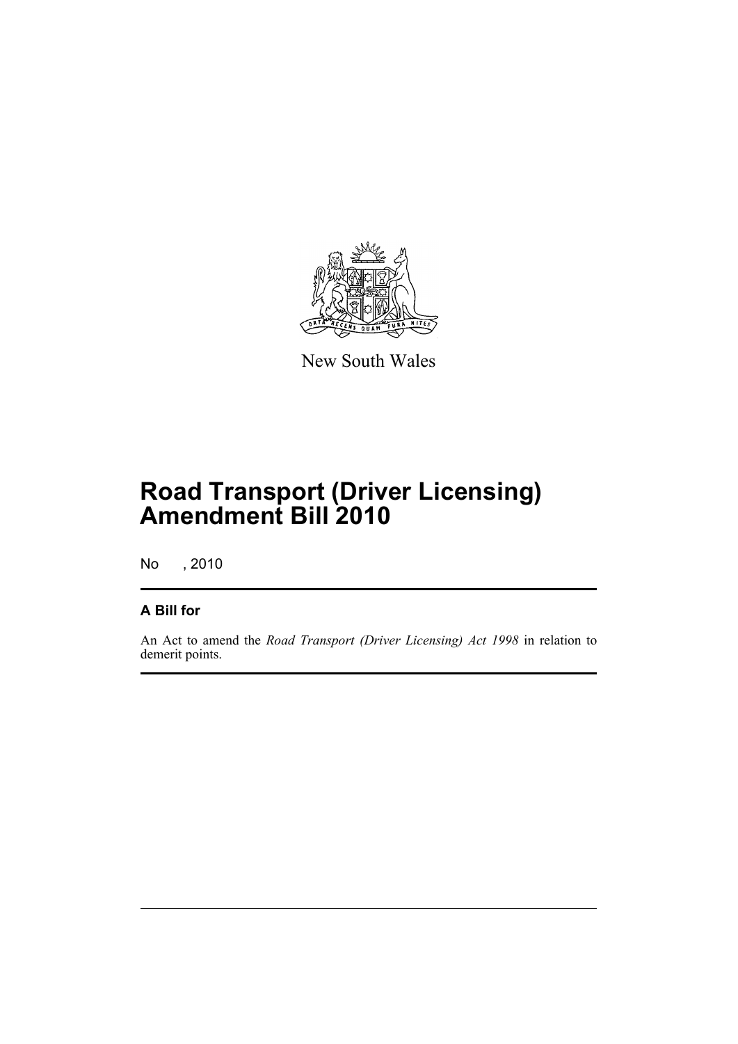New South Wales

# Road Transport (Driver Licensing) Amendment Bill 2010

No , 2010

## A Bill for

An Act to amend the *Road Transport (Driver Licensing) Act 1998* in relation to demerit points.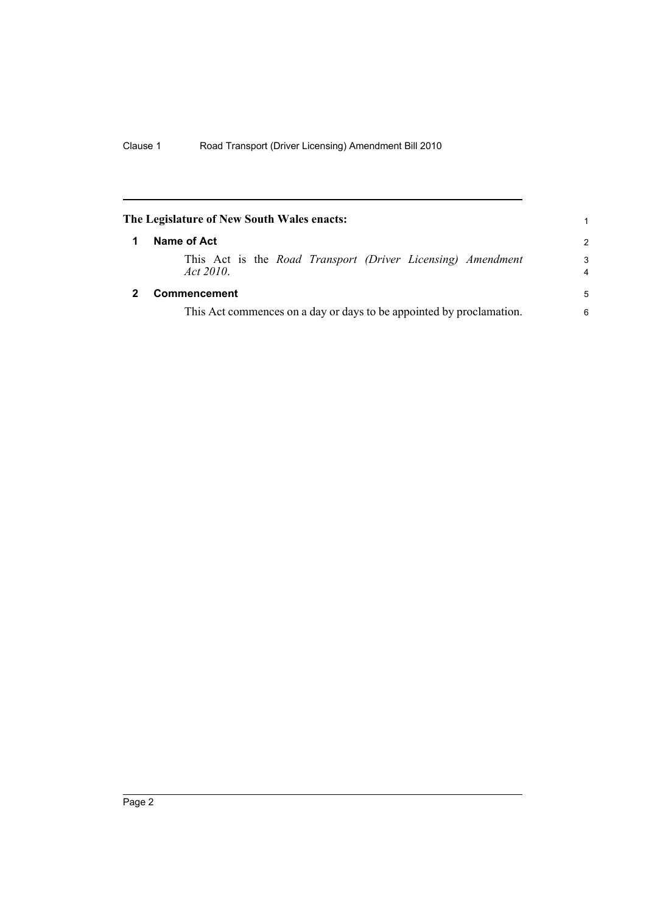**The Legislature of New South Wales enacts:**

## 1 Name of Act

This Act is the *Road Transport (Driver Licensing) Amendment Act 2010*.

## 2 Commencement

This Act commences on a day or days to be appointed by proclamation.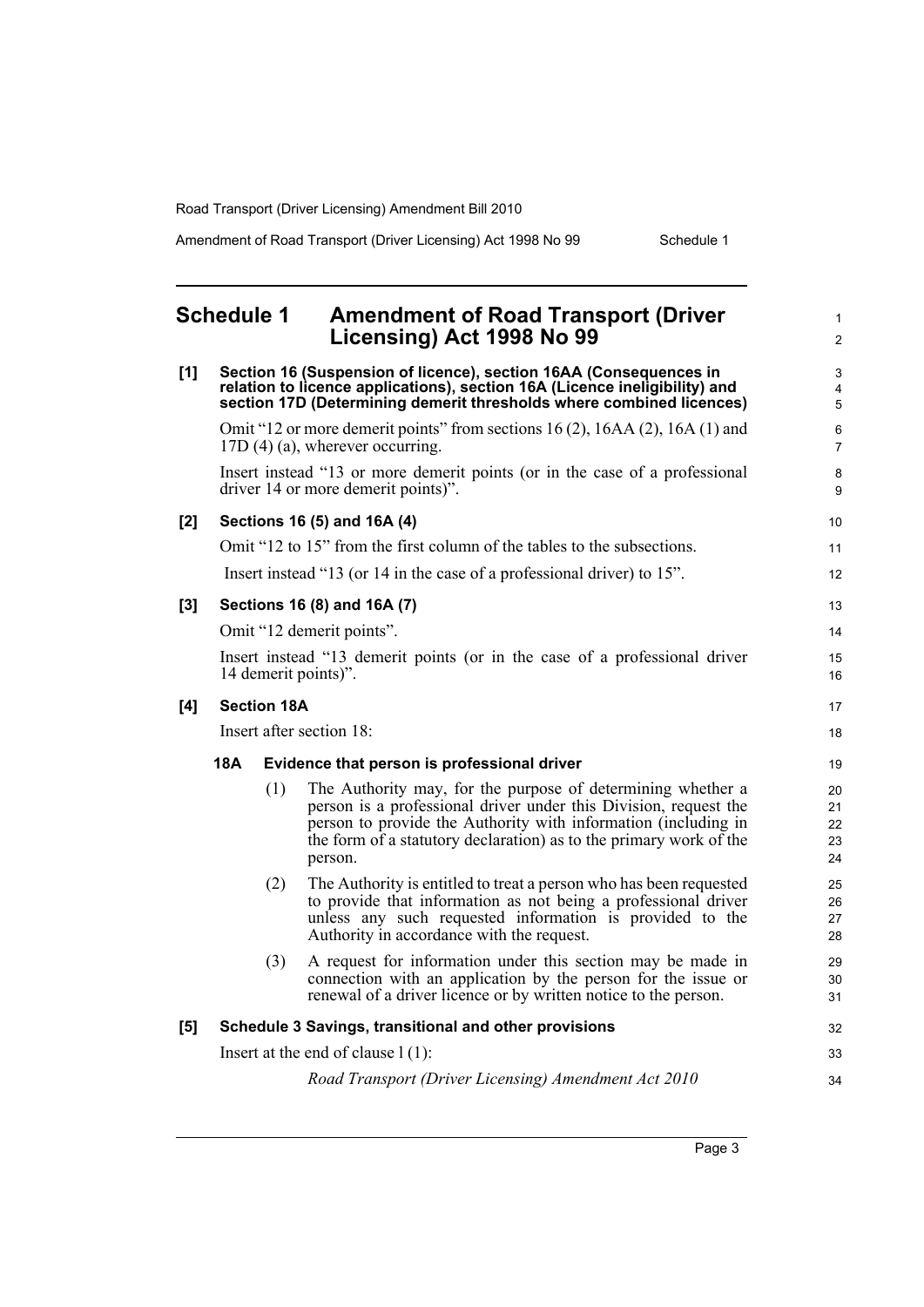# Schedule 1 Amendment of Road Transport (Driver Licensing) Act 1998 No 99

**[1] Section 16 (Suspension of licence), section 16AA (Consequences in relation to licence applications), section 16A (Licence ineligibility) and section 17D (Determining demerit thresholds where combined licences)**

Omit "12 or more demerit points" from sections 16 (2), 16AA (2), 16A (1) and 17D (4) (a), wherever occurring.

Insert instead "13 or more demerit points (or in the case of a professional driver 14 or more demerit points)".

**[2] Sections 16 (5) and 16A (4)**

Omit "12 to 15" from the first column of the tables to the subsections.

Insert instead "13 (or 14 in the case of a professional driver) to 15".

**[3] Sections 16 (8) and 16A (7)**

Omit "12 demerit points".

Insert instead "13 demerit points (or in the case of a professional driver 14 demerit points)".

**[4] Section 18A**

Insert after section 18:

**18A Evidence that person is professional driver**

(1) The Authority may, for the purpose of determining whether a person is a professional driver under this Division, request the person to provide the Authority with information (including in the form of a statutory declaration) as to the primary work of the person.

(2) The Authority is entitled to treat a person who has been requested to provide that information as not being a professional driver unless any such requested information is provided to the Authority in accordance with the request.

(3) A request for information under this section may be made in connection with an application by the person for the issue or renewal of a driver licence or by written notice to the person.

**[5] Schedule 3 Savings, transitional and other provisions**

Insert at the end of clause 1 (1):

*Road Transport (Driver Licensing) Amendment Act 2010*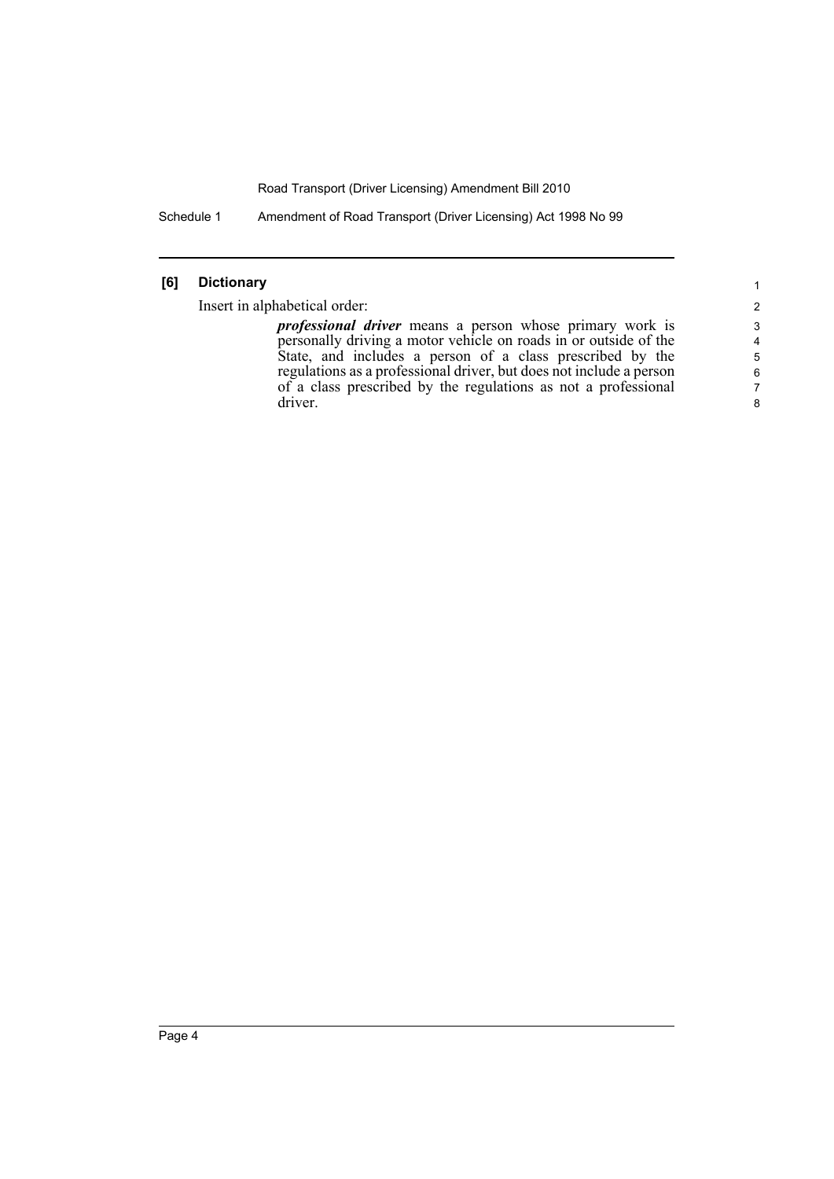**[6] Dictionary**

Insert in alphabetical order:

> ***professional driver*** means a person whose primary work is personally driving a motor vehicle on roads in or outside of the State, and includes a person of a class prescribed by the regulations as a professional driver, but does not include a person of a class prescribed by the regulations as not a professional driver.